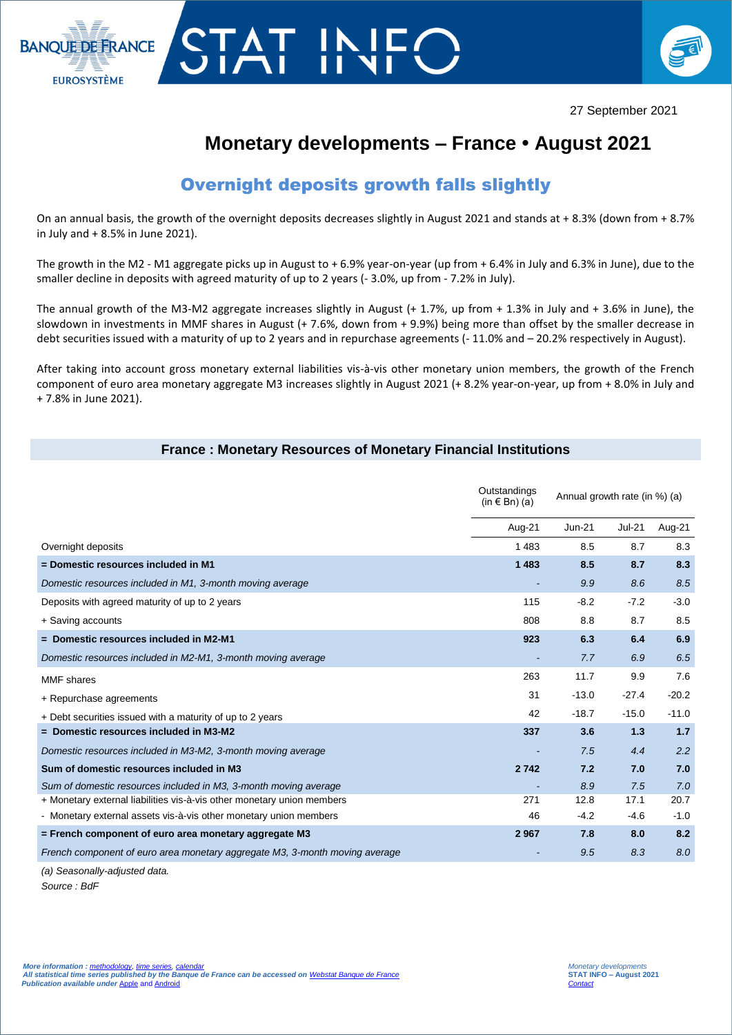27 September 2021

# Monetary developments – France • August 2021

## Overnight deposits growth falls slightly

On an annual basis, the growth of the overnight deposits decreases slightly in August 2021 and stands at + 8.3% (down from + 8.7% in July and + 8.5% in June 2021).

The growth in the M2 - M1 aggregate picks up in August to + 6.9% year-on-year (up from + 6.4% in July and 6.3% in June), due to the smaller decline in deposits with agreed maturity of up to 2 years (- 3.0%, up from - 7.2% in July).

The annual growth of the M3-M2 aggregate increases slightly in August (+ 1.7%, up from + 1.3% in July and + 3.6% in June), the slowdown in investments in MMF shares in August (+ 7.6%, down from + 9.9%) being more than offset by the smaller decrease in debt securities issued with a maturity of up to 2 years and in repurchase agreements (- 11.0% and – 20.2% respectively in August).

After taking into account gross monetary external liabilities vis-à-vis other monetary union members, the growth of the French component of euro area monetary aggregate M3 increases slightly in August 2021 (+ 8.2% year-on-year, up from + 8.0% in July and + 7.8% in June 2021).

### France : Monetary Resources of Monetary Financial Institutions

| | Outstandings (in € Bn) (a) | Annual growth rate (in %) (a) | | |
|---|---|---|---|---|
| | Aug-21 | Jun-21 | Jul-21 | Aug-21 |
| Overnight deposits | 1 483 | 8.5 | 8.7 | 8.3 |
| **= Domestic resources included in M1** | **1 483** | **8.5** | **8.7** | **8.3** |
| *Domestic resources included in M1, 3-month moving average* | - | *9.9* | *8.6* | *8.5* |
| Deposits with agreed maturity of up to 2 years | 115 | -8.2 | -7.2 | -3.0 |
| + Saving accounts | 808 | 8.8 | 8.7 | 8.5 |
| **= Domestic resources included in M2-M1** | **923** | **6.3** | **6.4** | **6.9** |
| *Domestic resources included in M2-M1, 3-month moving average* | - | *7.7* | *6.9* | *6.5* |
| MMF shares | 263 | 11.7 | 9.9 | 7.6 |
| + Repurchase agreements | 31 | -13.0 | -27.4 | -20.2 |
| + Debt securities issued with a maturity of up to 2 years | 42 | -18.7 | -15.0 | -11.0 |
| **= Domestic resources included in M3-M2** | **337** | **3.6** | **1.3** | **1.7** |
| *Domestic resources included in M3-M2, 3-month moving average* | - | *7.5* | *4.4* | *2.2* |
| **Sum of domestic resources included in M3** | **2 742** | **7.2** | **7.0** | **7.0** |
| *Sum of domestic resources included in M3, 3-month moving average* | - | *8.9* | *7.5* | *7.0* |
| + Monetary external liabilities vis-à-vis other monetary union members | 271 | 12.8 | 17.1 | 20.7 |
| - Monetary external assets vis-à-vis other monetary union members | 46 | -4.2 | -4.6 | -1.0 |
| **= French component of euro area monetary aggregate M3** | **2 967** | **7.8** | **8.0** | **8.2** |
| *French component of euro area monetary aggregate M3, 3-month moving average* | - | *9.5* | *8.3* | *8.0* |

*(a) Seasonally-adjusted data.*

*Source : BdF*

*More information : methodology, time series, calendar*
*All statistical time series published by the Banque de France can be accessed on Webstat Banque de France*
*Publication available under Apple and Android*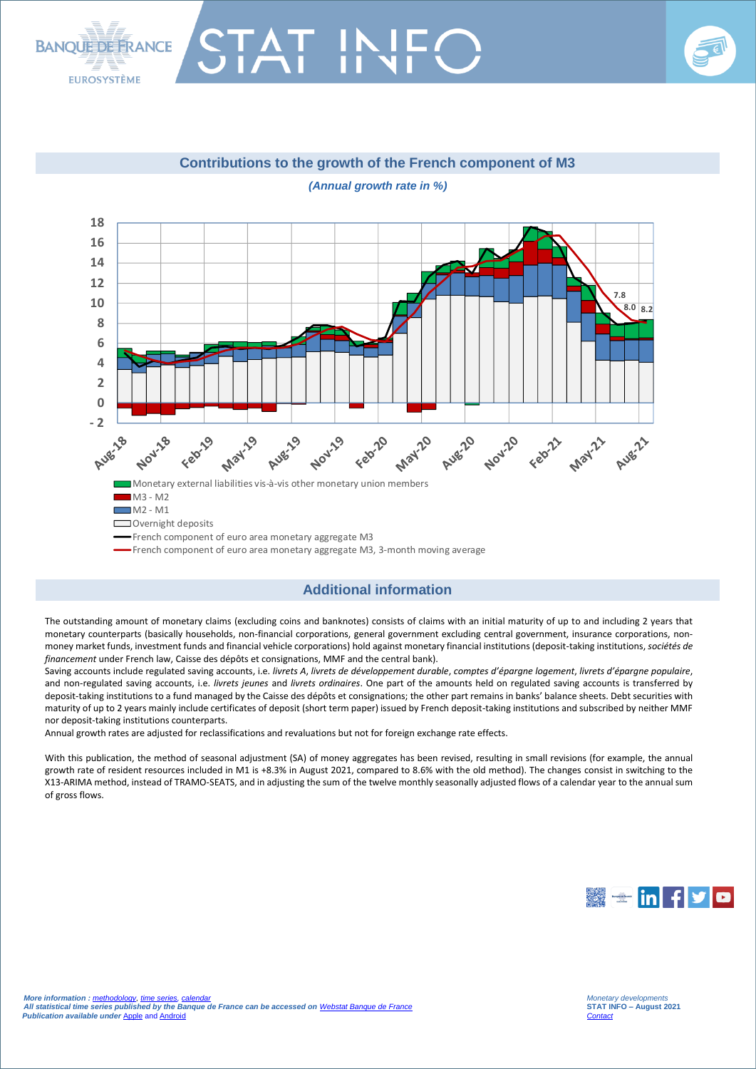## Contributions to the growth of the French component of M3

*(Annual growth rate in %)*

18
16
14
12
10
8
6
4
2
0
- 2

7.8
8.0
8.2

Aug-18 Nov-18 Feb-19 May-19 Aug-19 Nov-19 Feb-20 May-20 Aug-20 Nov-20 Feb-21 May-21 Aug-21

Monetary external liabilities vis-à-vis other monetary union members
M3 - M2
M2 - M1
Overnight deposits
French component of euro area monetary aggregate M3
French component of euro area monetary aggregate M3, 3-month moving average

## Additional information

The outstanding amount of monetary claims (excluding coins and banknotes) consists of claims with an initial maturity of up to and including 2 years that monetary counterparts (basically households, non-financial corporations, general government excluding central government, insurance corporations, non-money market funds, investment funds and financial vehicle corporations) hold against monetary financial institutions (deposit-taking institutions, *sociétés de financement* under French law, Caisse des dépôts et consignations, MMF and the central bank).

Saving accounts include regulated saving accounts, i.e. *livrets A*, *livrets de développement durable*, *comptes d'épargne logement*, *livrets d'épargne populaire*, and non-regulated saving accounts, i.e. *livrets jeunes* and *livrets ordinaires*. One part of the amounts held on regulated saving accounts is transferred by deposit-taking institutions to a fund managed by the Caisse des dépôts et consignations; the other part remains in banks' balance sheets. Debt securities with maturity of up to 2 years mainly include certificates of deposit (short term paper) issued by French deposit-taking institutions and subscribed by neither MMF nor deposit-taking institutions counterparts.

Annual growth rates are adjusted for reclassifications and revaluations but not for foreign exchange rate effects.

With this publication, the method of seasonal adjustment (SA) of money aggregates has been revised, resulting in small revisions (for example, the annual growth rate of resident resources included in M1 is +8.3% in August 2021, compared to 8.6% with the old method). The changes consist in switching to the X13-ARIMA method, instead of TRAMO-SEATS, and in adjusting the sum of the twelve monthly seasonally adjusted flows of a calendar year to the annual sum of gross flows.

*More information : methodology, time series, calendar*
*All statistical time series published by the Banque de France can be accessed on Webstat Banque de France*
*Publication available under Apple and Android*